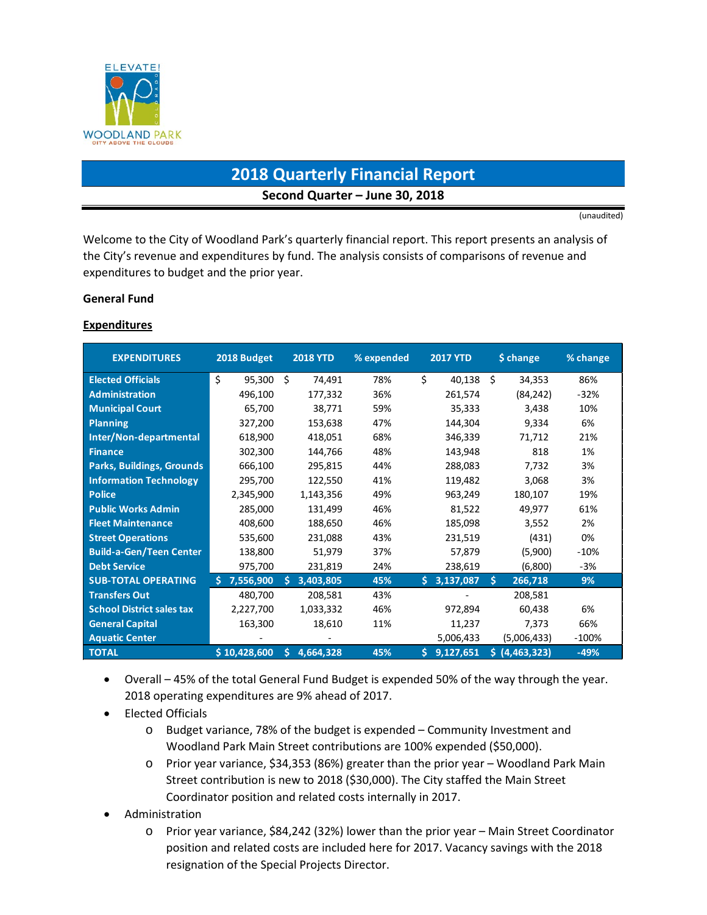# 2018 Quarterly Financial Report

**Second Quarter – June 30, 2018**

(unaudited)

Welcome to the City of Woodland Park's quarterly financial report. This report presents an analysis of the City's revenue and expenditures by fund. The analysis consists of comparisons of revenue and expenditures to budget and the prior year.

**General Fund**

**Expenditures**

| EXPENDITURES | 2018 Budget | 2018 YTD | % expended | 2017 YTD | $ change | % change |
|---|---|---|---|---|---|---|
| Elected Officials | $ 95,300 | $ 74,491 | 78% | $ 40,138 | $ 34,353 | 86% |
| Administration | 496,100 | 177,332 | 36% | 261,574 | (84,242) | -32% |
| Municipal Court | 65,700 | 38,771 | 59% | 35,333 | 3,438 | 10% |
| Planning | 327,200 | 153,638 | 47% | 144,304 | 9,334 | 6% |
| Inter/Non-departmental | 618,900 | 418,051 | 68% | 346,339 | 71,712 | 21% |
| Finance | 302,300 | 144,766 | 48% | 143,948 | 818 | 1% |
| Parks, Buildings, Grounds | 666,100 | 295,815 | 44% | 288,083 | 7,732 | 3% |
| Information Technology | 295,700 | 122,550 | 41% | 119,482 | 3,068 | 3% |
| Police | 2,345,900 | 1,143,356 | 49% | 963,249 | 180,107 | 19% |
| Public Works Admin | 285,000 | 131,499 | 46% | 81,522 | 49,977 | 61% |
| Fleet Maintenance | 408,600 | 188,650 | 46% | 185,098 | 3,552 | 2% |
| Street Operations | 535,600 | 231,088 | 43% | 231,519 | (431) | 0% |
| Build-a-Gen/Teen Center | 138,800 | 51,979 | 37% | 57,879 | (5,900) | -10% |
| Debt Service | 975,700 | 231,819 | 24% | 238,619 | (6,800) | -3% |
| **SUB-TOTAL OPERATING** | **$ 7,556,900** | **$ 3,403,805** | **45%** | **$ 3,137,087** | **$ 266,718** | **9%** |
| Transfers Out | 480,700 | 208,581 | 43% | - | 208,581 | |
| School District sales tax | 2,227,700 | 1,033,332 | 46% | 972,894 | 60,438 | 6% |
| General Capital | 163,300 | 18,610 | 11% | 11,237 | 7,373 | 66% |
| Aquatic Center | - | - | | 5,006,433 | (5,006,433) | -100% |
| **TOTAL** | **$ 10,428,600** | **$ 4,664,328** | **45%** | **$ 9,127,651** | **$ (4,463,323)** | **-49%** |

- Overall – 45% of the total General Fund Budget is expended 50% of the way through the year. 2018 operating expenditures are 9% ahead of 2017.
- Elected Officials
  - Budget variance, 78% of the budget is expended – Community Investment and Woodland Park Main Street contributions are 100% expended ($50,000).
  - Prior year variance, $34,353 (86%) greater than the prior year – Woodland Park Main Street contribution is new to 2018 ($30,000). The City staffed the Main Street Coordinator position and related costs internally in 2017.
- Administration
  - Prior year variance, $84,242 (32%) lower than the prior year – Main Street Coordinator position and related costs are included here for 2017. Vacancy savings with the 2018 resignation of the Special Projects Director.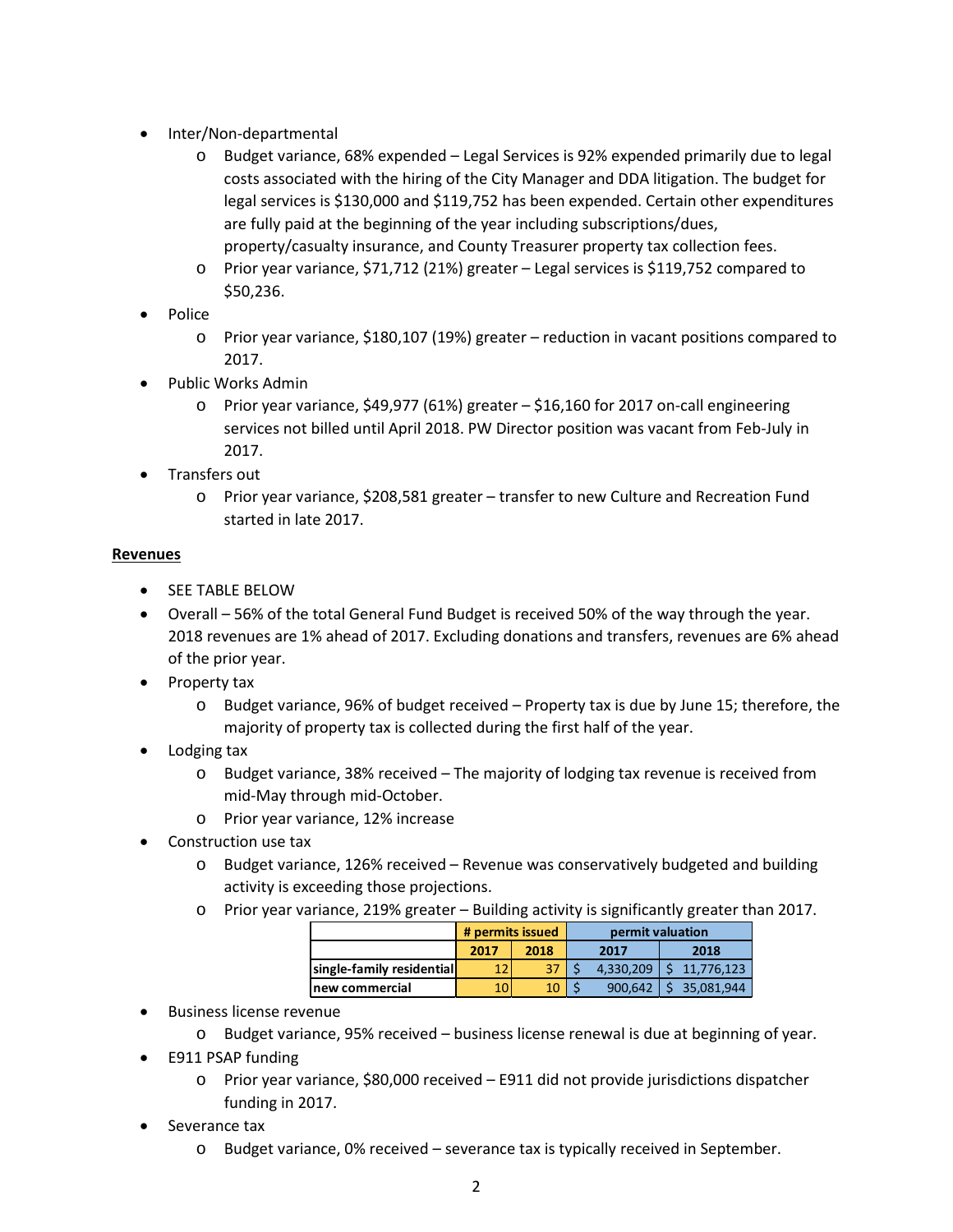- Inter/Non-departmental
    - Budget variance, 68% expended – Legal Services is 92% expended primarily due to legal costs associated with the hiring of the City Manager and DDA litigation. The budget for legal services is $130,000 and $119,752 has been expended. Certain other expenditures are fully paid at the beginning of the year including subscriptions/dues, property/casualty insurance, and County Treasurer property tax collection fees.
    - Prior year variance, $71,712 (21%) greater – Legal services is $119,752 compared to $50,236.
- Police
    - Prior year variance, $180,107 (19%) greater – reduction in vacant positions compared to 2017.
- Public Works Admin
    - Prior year variance, $49,977 (61%) greater – $16,160 for 2017 on-call engineering services not billed until April 2018. PW Director position was vacant from Feb-July in 2017.
- Transfers out
    - Prior year variance, $208,581 greater – transfer to new Culture and Recreation Fund started in late 2017.

**Revenues**

- SEE TABLE BELOW
- Overall – 56% of the total General Fund Budget is received 50% of the way through the year. 2018 revenues are 1% ahead of 2017. Excluding donations and transfers, revenues are 6% ahead of the prior year.
- Property tax
    - Budget variance, 96% of budget received – Property tax is due by June 15; therefore, the majority of property tax is collected during the first half of the year.
- Lodging tax
    - Budget variance, 38% received – The majority of lodging tax revenue is received from mid-May through mid-October.
    - Prior year variance, 12% increase
- Construction use tax
    - Budget variance, 126% received – Revenue was conservatively budgeted and building activity is exceeding those projections.
    - Prior year variance, 219% greater – Building activity is significantly greater than 2017.

| | # permits issued | | permit valuation | |
|---|---|---|---|---|
| | 2017 | 2018 | 2017 | 2018 |
| single-family residential | 12 | 37 | $ 4,330,209 | $ 11,776,123 |
| new commercial | 10 | 10 | $ 900,642 | $ 35,081,944 |

- Business license revenue
    - Budget variance, 95% received – business license renewal is due at beginning of year.
- E911 PSAP funding
    - Prior year variance, $80,000 received – E911 did not provide jurisdictions dispatcher funding in 2017.
- Severance tax
    - Budget variance, 0% received – severance tax is typically received in September.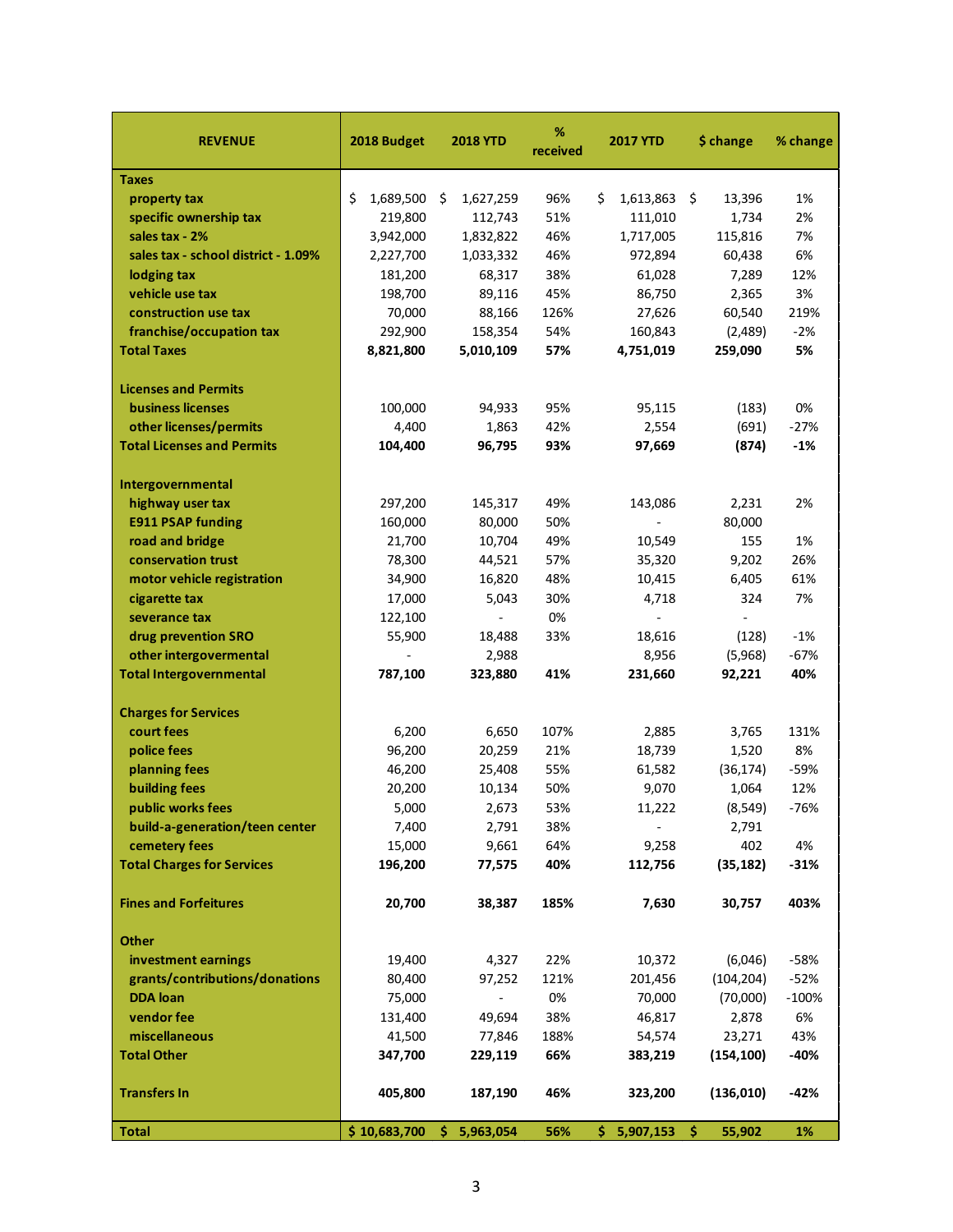| REVENUE | 2018 Budget | 2018 YTD | % received | 2017 YTD | $ change | % change |
|---|---|---|---|---|---|---|
| **Taxes** | | | | | | |
| property tax | $ 1,689,500 | $ 1,627,259 | 96% | $ 1,613,863 | $ 13,396 | 1% |
| specific ownership tax | 219,800 | 112,743 | 51% | 111,010 | 1,734 | 2% |
| sales tax - 2% | 3,942,000 | 1,832,822 | 46% | 1,717,005 | 115,816 | 7% |
| sales tax - school district - 1.09% | 2,227,700 | 1,033,332 | 46% | 972,894 | 60,438 | 6% |
| lodging tax | 181,200 | 68,317 | 38% | 61,028 | 7,289 | 12% |
| vehicle use tax | 198,700 | 89,116 | 45% | 86,750 | 2,365 | 3% |
| construction use tax | 70,000 | 88,166 | 126% | 27,626 | 60,540 | 219% |
| franchise/occupation tax | 292,900 | 158,354 | 54% | 160,843 | (2,489) | -2% |
| **Total Taxes** | **8,821,800** | **5,010,109** | **57%** | **4,751,019** | **259,090** | **5%** |
| | | | | | | |
| **Licenses and Permits** | | | | | | |
| business licenses | 100,000 | 94,933 | 95% | 95,115 | (183) | 0% |
| other licenses/permits | 4,400 | 1,863 | 42% | 2,554 | (691) | -27% |
| **Total Licenses and Permits** | **104,400** | **96,795** | **93%** | **97,669** | **(874)** | **-1%** |
| | | | | | | |
| **Intergovernmental** | | | | | | |
| highway user tax | 297,200 | 145,317 | 49% | 143,086 | 2,231 | 2% |
| E911 PSAP funding | 160,000 | 80,000 | 50% | - | 80,000 | |
| road and bridge | 21,700 | 10,704 | 49% | 10,549 | 155 | 1% |
| conservation trust | 78,300 | 44,521 | 57% | 35,320 | 9,202 | 26% |
| motor vehicle registration | 34,900 | 16,820 | 48% | 10,415 | 6,405 | 61% |
| cigarette tax | 17,000 | 5,043 | 30% | 4,718 | 324 | 7% |
| severance tax | 122,100 | - | 0% | - | - | |
| drug prevention SRO | 55,900 | 18,488 | 33% | 18,616 | (128) | -1% |
| other intergovermental | - | 2,988 | | 8,956 | (5,968) | -67% |
| **Total Intergovernmental** | **787,100** | **323,880** | **41%** | **231,660** | **92,221** | **40%** |
| | | | | | | |
| **Charges for Services** | | | | | | |
| court fees | 6,200 | 6,650 | 107% | 2,885 | 3,765 | 131% |
| police fees | 96,200 | 20,259 | 21% | 18,739 | 1,520 | 8% |
| planning fees | 46,200 | 25,408 | 55% | 61,582 | (36,174) | -59% |
| building fees | 20,200 | 10,134 | 50% | 9,070 | 1,064 | 12% |
| public works fees | 5,000 | 2,673 | 53% | 11,222 | (8,549) | -76% |
| build-a-generation/teen center | 7,400 | 2,791 | 38% | - | 2,791 | |
| cemetery fees | 15,000 | 9,661 | 64% | 9,258 | 402 | 4% |
| **Total Charges for Services** | **196,200** | **77,575** | **40%** | **112,756** | **(35,182)** | **-31%** |
| | | | | | | |
| **Fines and Forfeitures** | **20,700** | **38,387** | **185%** | **7,630** | **30,757** | **403%** |
| | | | | | | |
| **Other** | | | | | | |
| investment earnings | 19,400 | 4,327 | 22% | 10,372 | (6,046) | -58% |
| grants/contributions/donations | 80,400 | 97,252 | 121% | 201,456 | (104,204) | -52% |
| DDA loan | 75,000 | - | 0% | 70,000 | (70,000) | -100% |
| vendor fee | 131,400 | 49,694 | 38% | 46,817 | 2,878 | 6% |
| miscellaneous | 41,500 | 77,846 | 188% | 54,574 | 23,271 | 43% |
| **Total Other** | **347,700** | **229,119** | **66%** | **383,219** | **(154,100)** | **-40%** |
| | | | | | | |
| **Transfers In** | **405,800** | **187,190** | **46%** | **323,200** | **(136,010)** | **-42%** |
| | | | | | | |
| **Total** | **$ 10,683,700** | **$ 5,963,054** | **56%** | **$ 5,907,153** | **$ 55,902** | **1%** |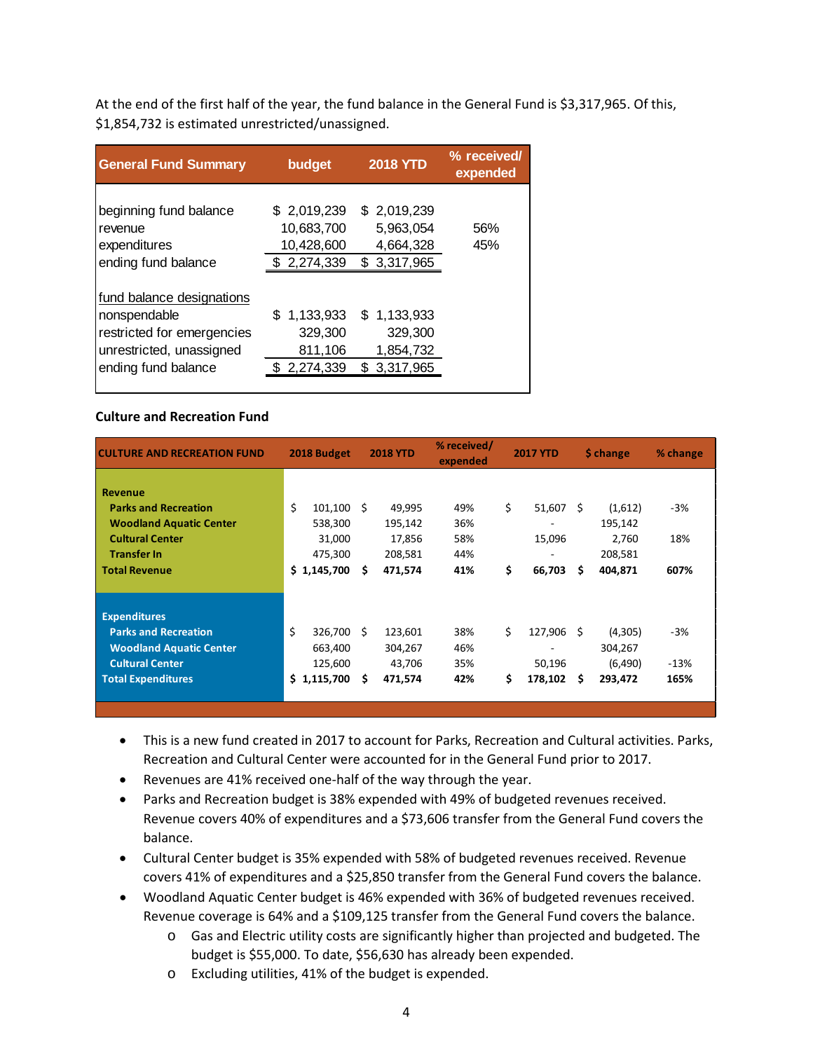At the end of the first half of the year, the fund balance in the General Fund is $3,317,965. Of this, $1,854,732 is estimated unrestricted/unassigned.

| General Fund Summary | budget | 2018 YTD | % received/ expended |
|---|---|---|---|
| beginning fund balance | $ 2,019,239 | $ 2,019,239 | |
| revenue | 10,683,700 | 5,963,054 | 56% |
| expenditures | 10,428,600 | 4,664,328 | 45% |
| ending fund balance | $ 2,274,339 | $ 3,317,965 | |
| fund balance designations | | | |
| nonspendable | $ 1,133,933 | $ 1,133,933 | |
| restricted for emergencies | 329,300 | 329,300 | |
| unrestricted, unassigned | 811,106 | 1,854,732 | |
| ending fund balance | $ 2,274,339 | $ 3,317,965 | |

**Culture and Recreation Fund**

| CULTURE AND RECREATION FUND | 2018 Budget | 2018 YTD | % received/ expended | 2017 YTD | $ change | % change |
|---|---|---|---|---|---|---|
| **Revenue** | | | | | | |
| Parks and Recreation | $ 101,100 | $ 49,995 | 49% | $ 51,607 | $ (1,612) | -3% |
| Woodland Aquatic Center | 538,300 | 195,142 | 36% | - | 195,142 | |
| Cultural Center | 31,000 | 17,856 | 58% | 15,096 | 2,760 | 18% |
| Transfer In | 475,300 | 208,581 | 44% | - | 208,581 | |
| **Total Revenue** | **$ 1,145,700** | **$ 471,574** | **41%** | **$ 66,703** | **$ 404,871** | **607%** |
| **Expenditures** | | | | | | |
| Parks and Recreation | $ 326,700 | $ 123,601 | 38% | $ 127,906 | $ (4,305) | -3% |
| Woodland Aquatic Center | 663,400 | 304,267 | 46% | - | 304,267 | |
| Cultural Center | 125,600 | 43,706 | 35% | 50,196 | (6,490) | -13% |
| **Total Expenditures** | **$ 1,115,700** | **$ 471,574** | **42%** | **$ 178,102** | **$ 293,472** | **165%** |

- This is a new fund created in 2017 to account for Parks, Recreation and Cultural activities. Parks, Recreation and Cultural Center were accounted for in the General Fund prior to 2017.
- Revenues are 41% received one-half of the way through the year.
- Parks and Recreation budget is 38% expended with 49% of budgeted revenues received. Revenue covers 40% of expenditures and a $73,606 transfer from the General Fund covers the balance.
- Cultural Center budget is 35% expended with 58% of budgeted revenues received. Revenue covers 41% of expenditures and a $25,850 transfer from the General Fund covers the balance.
- Woodland Aquatic Center budget is 46% expended with 36% of budgeted revenues received. Revenue coverage is 64% and a $109,125 transfer from the General Fund covers the balance.
  - Gas and Electric utility costs are significantly higher than projected and budgeted. The budget is $55,000. To date, $56,630 has already been expended.
  - Excluding utilities, 41% of the budget is expended.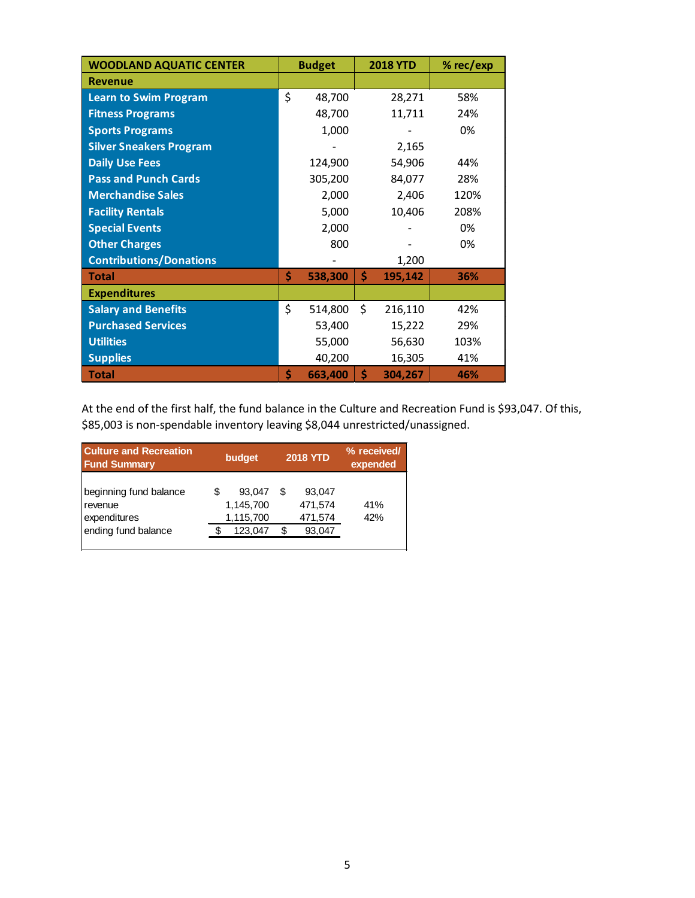| WOODLAND AQUATIC CENTER | Budget | 2018 YTD | % rec/exp |
|---|---|---|---|
| **Revenue** | | | |
| Learn to Swim Program | $ 48,700 | 28,271 | 58% |
| Fitness Programs | 48,700 | 11,711 | 24% |
| Sports Programs | 1,000 | - | 0% |
| Silver Sneakers Program | - | 2,165 | |
| Daily Use Fees | 124,900 | 54,906 | 44% |
| Pass and Punch Cards | 305,200 | 84,077 | 28% |
| Merchandise Sales | 2,000 | 2,406 | 120% |
| Facility Rentals | 5,000 | 10,406 | 208% |
| Special Events | 2,000 | - | 0% |
| Other Charges | 800 | - | 0% |
| Contributions/Donations | - | 1,200 | |
| **Total** | **$ 538,300** | **$ 195,142** | **36%** |
| **Expenditures** | | | |
| Salary and Benefits | $ 514,800 | $ 216,110 | 42% |
| Purchased Services | 53,400 | 15,222 | 29% |
| Utilities | 55,000 | 56,630 | 103% |
| Supplies | 40,200 | 16,305 | 41% |
| **Total** | **$ 663,400** | **$ 304,267** | **46%** |

At the end of the first half, the fund balance in the Culture and Recreation Fund is $93,047. Of this, $85,003 is non-spendable inventory leaving $8,044 unrestricted/unassigned.

| Culture and Recreation Fund Summary | budget | 2018 YTD | % received/ expended |
|---|---|---|---|
| beginning fund balance | $ 93,047 | $ 93,047 | |
| revenue | 1,145,700 | 471,574 | 41% |
| expenditures | 1,115,700 | 471,574 | 42% |
| ending fund balance | $ 123,047 | $ 93,047 | |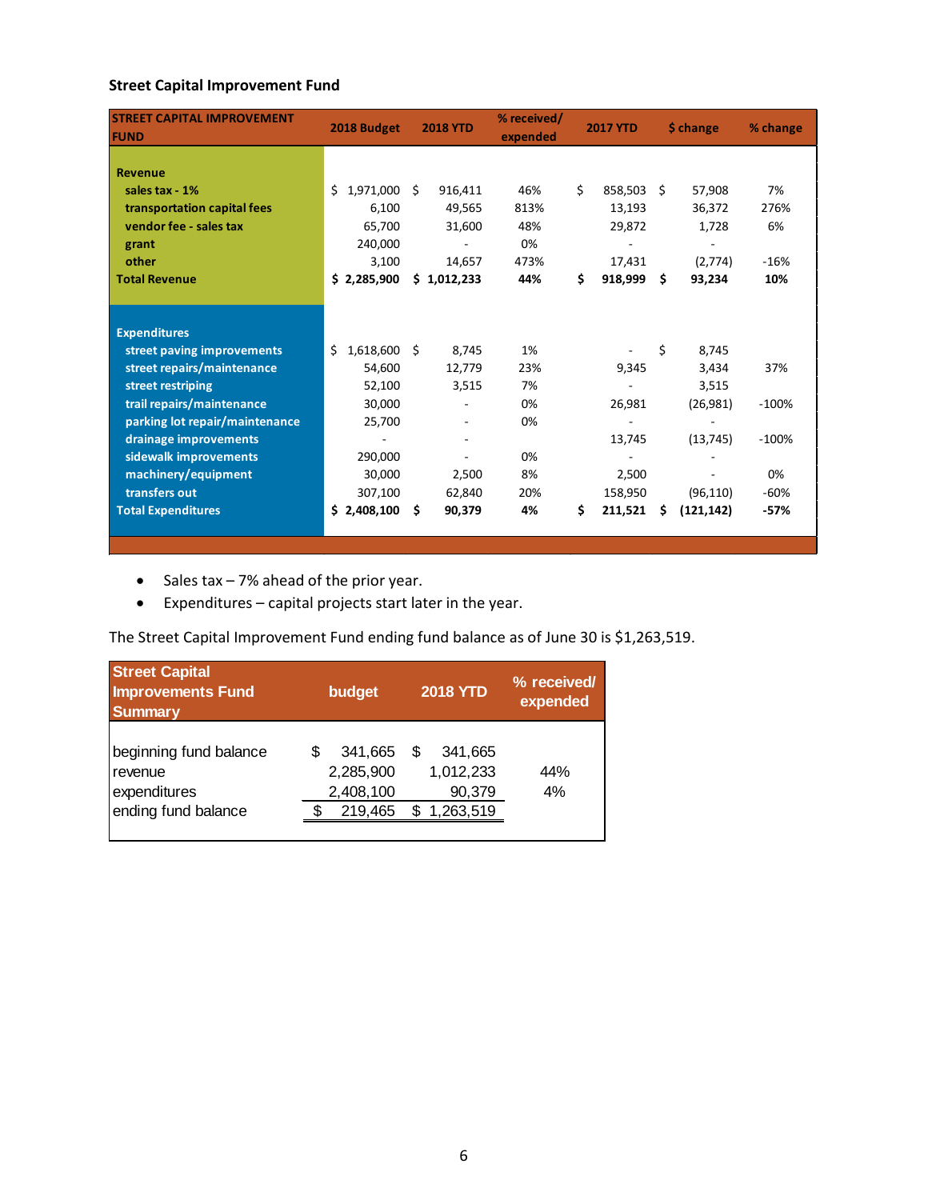**Street Capital Improvement Fund**

| STREET CAPITAL IMPROVEMENT FUND | 2018 Budget | 2018 YTD | % received/ expended | 2017 YTD | $ change | % change |
|---|---|---|---|---|---|---|
| **Revenue** | | | | | | |
| sales tax - 1% | $ 1,971,000 | $ 916,411 | 46% | $ 858,503 | $ 57,908 | 7% |
| transportation capital fees | 6,100 | 49,565 | 813% | 13,193 | 36,372 | 276% |
| vendor fee - sales tax | 65,700 | 31,600 | 48% | 29,872 | 1,728 | 6% |
| grant | 240,000 | - | 0% | - | - | |
| other | 3,100 | 14,657 | 473% | 17,431 | (2,774) | -16% |
| **Total Revenue** | **$ 2,285,900** | **$ 1,012,233** | **44%** | **$ 918,999** | **$ 93,234** | **10%** |
| **Expenditures** | | | | | | |
| street paving improvements | $ 1,618,600 | $ 8,745 | 1% | - | $ 8,745 | |
| street repairs/maintenance | 54,600 | 12,779 | 23% | 9,345 | 3,434 | 37% |
| street restriping | 52,100 | 3,515 | 7% | - | 3,515 | |
| trail repairs/maintenance | 30,000 | - | 0% | 26,981 | (26,981) | -100% |
| parking lot repair/maintenance | 25,700 | - | 0% | - | - | |
| drainage improvements | - | - | | 13,745 | (13,745) | -100% |
| sidewalk improvements | 290,000 | - | 0% | - | - | |
| machinery/equipment | 30,000 | 2,500 | 8% | 2,500 | - | 0% |
| transfers out | 307,100 | 62,840 | 20% | 158,950 | (96,110) | -60% |
| **Total Expenditures** | **$ 2,408,100** | **$ 90,379** | **4%** | **$ 211,521** | **$ (121,142)** | **-57%** |

- Sales tax – 7% ahead of the prior year.
- Expenditures – capital projects start later in the year.

The Street Capital Improvement Fund ending fund balance as of June 30 is $1,263,519.

| Street Capital Improvements Fund Summary | budget | 2018 YTD | % received/ expended |
|---|---|---|---|
| beginning fund balance | $ 341,665 | $ 341,665 | |
| revenue | 2,285,900 | 1,012,233 | 44% |
| expenditures | 2,408,100 | 90,379 | 4% |
| ending fund balance | $ 219,465 | $ 1,263,519 | |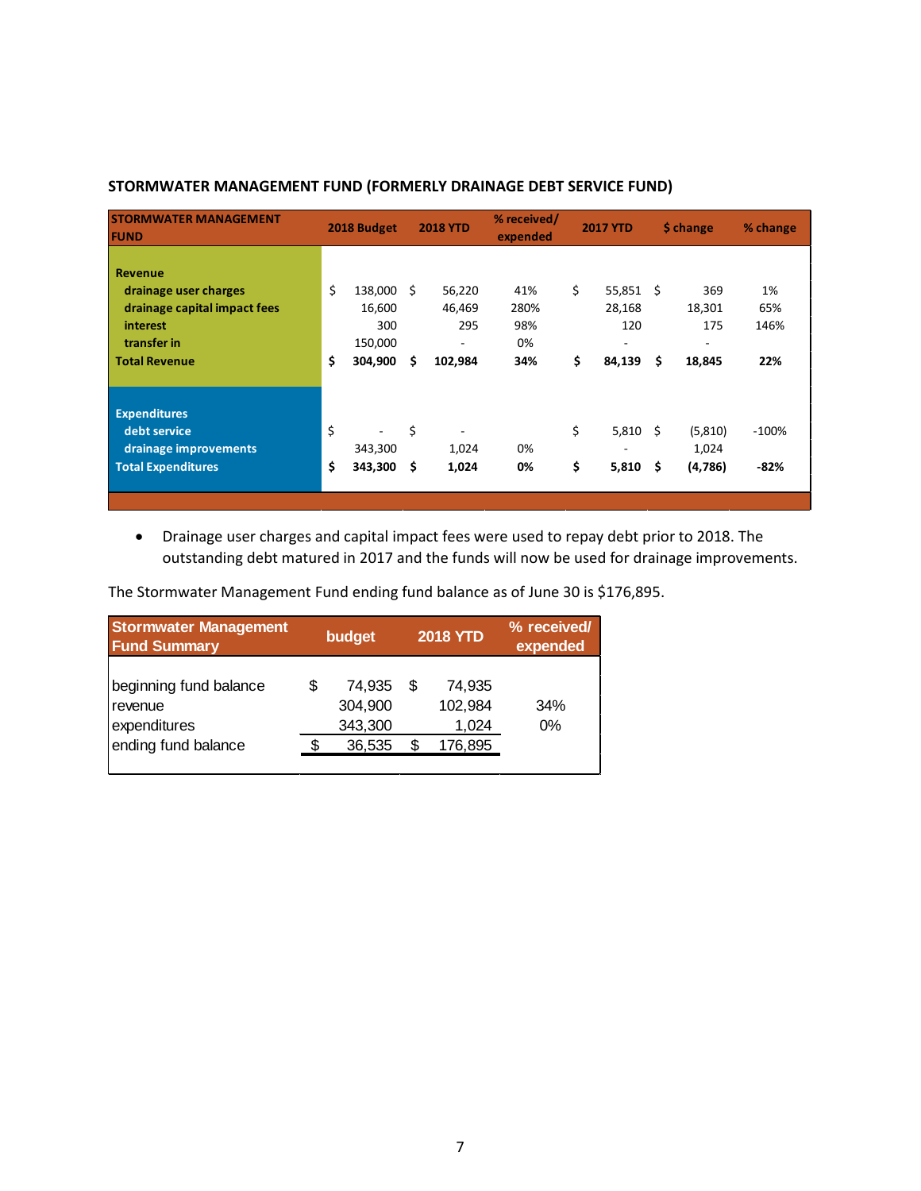## STORMWATER MANAGEMENT FUND (FORMERLY DRAINAGE DEBT SERVICE FUND)

| STORMWATER MANAGEMENT FUND | 2018 Budget | 2018 YTD | % received/ expended | 2017 YTD | $ change | % change |
|---|---|---|---|---|---|---|
| **Revenue** | | | | | | |
| drainage user charges | $ 138,000 | $ 56,220 | 41% | $ 55,851 | $ 369 | 1% |
| drainage capital impact fees | 16,600 | 46,469 | 280% | 28,168 | 18,301 | 65% |
| interest | 300 | 295 | 98% | 120 | 175 | 146% |
| transfer in | 150,000 | - | 0% | - | - | |
| **Total Revenue** | **$ 304,900** | **$ 102,984** | **34%** | **$ 84,139** | **$ 18,845** | **22%** |
| **Expenditures** | | | | | | |
| debt service | $ - | $ - | | $ 5,810 | $ (5,810) | -100% |
| drainage improvements | 343,300 | 1,024 | 0% | - | 1,024 | |
| **Total Expenditures** | **$ 343,300** | **$ 1,024** | **0%** | **$ 5,810** | **$ (4,786)** | **-82%** |

- Drainage user charges and capital impact fees were used to repay debt prior to 2018. The outstanding debt matured in 2017 and the funds will now be used for drainage improvements.

The Stormwater Management Fund ending fund balance as of June 30 is $176,895.

| Stormwater Management Fund Summary | budget | 2018 YTD | % received/ expended |
|---|---|---|---|
| beginning fund balance | $ 74,935 | $ 74,935 | |
| revenue | 304,900 | 102,984 | 34% |
| expenditures | 343,300 | 1,024 | 0% |
| ending fund balance | $ 36,535 | $ 176,895 | |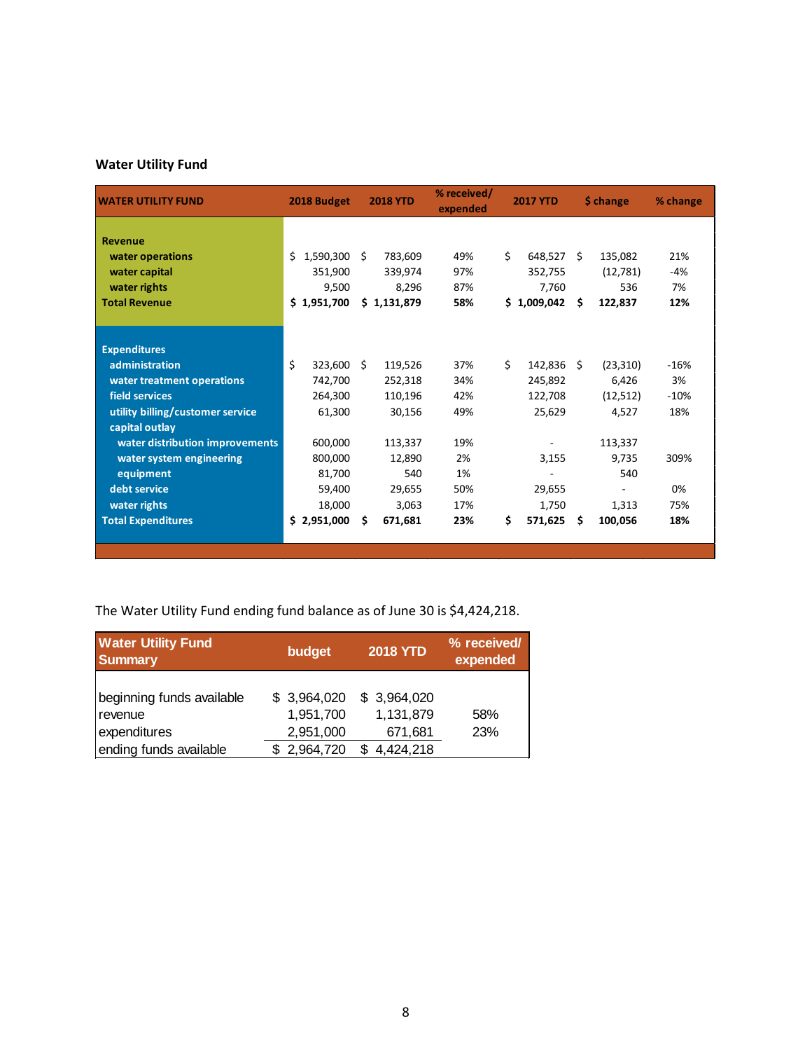## Water Utility Fund

| WATER UTILITY FUND | 2018 Budget | 2018 YTD | % received/ expended | 2017 YTD | $ change | % change |
|---|---|---|---|---|---|---|
| **Revenue** | | | | | | |
| water operations | $ 1,590,300 | $ 783,609 | 49% | $ 648,527 | $ 135,082 | 21% |
| water capital | 351,900 | 339,974 | 97% | 352,755 | (12,781) | -4% |
| water rights | 9,500 | 8,296 | 87% | 7,760 | 536 | 7% |
| **Total Revenue** | **$ 1,951,700** | **$ 1,131,879** | **58%** | **$ 1,009,042** | **$ 122,837** | **12%** |
| **Expenditures** | | | | | | |
| administration | $ 323,600 | $ 119,526 | 37% | $ 142,836 | $ (23,310) | -16% |
| water treatment operations | 742,700 | 252,318 | 34% | 245,892 | 6,426 | 3% |
| field services | 264,300 | 110,196 | 42% | 122,708 | (12,512) | -10% |
| utility billing/customer service | 61,300 | 30,156 | 49% | 25,629 | 4,527 | 18% |
| capital outlay | | | | | | |
| water distribution improvements | 600,000 | 113,337 | 19% | - | 113,337 | |
| water system engineering | 800,000 | 12,890 | 2% | 3,155 | 9,735 | 309% |
| equipment | 81,700 | 540 | 1% | - | 540 | |
| debt service | 59,400 | 29,655 | 50% | 29,655 | - | 0% |
| water rights | 18,000 | 3,063 | 17% | 1,750 | 1,313 | 75% |
| **Total Expenditures** | **$ 2,951,000** | **$ 671,681** | **23%** | **$ 571,625** | **$ 100,056** | **18%** |

The Water Utility Fund ending fund balance as of June 30 is $4,424,218.

| Water Utility Fund Summary | budget | 2018 YTD | % received/ expended |
|---|---|---|---|
| beginning funds available | $ 3,964,020 | $ 3,964,020 | |
| revenue | 1,951,700 | 1,131,879 | 58% |
| expenditures | 2,951,000 | 671,681 | 23% |
| ending funds available | $ 2,964,720 | $ 4,424,218 | |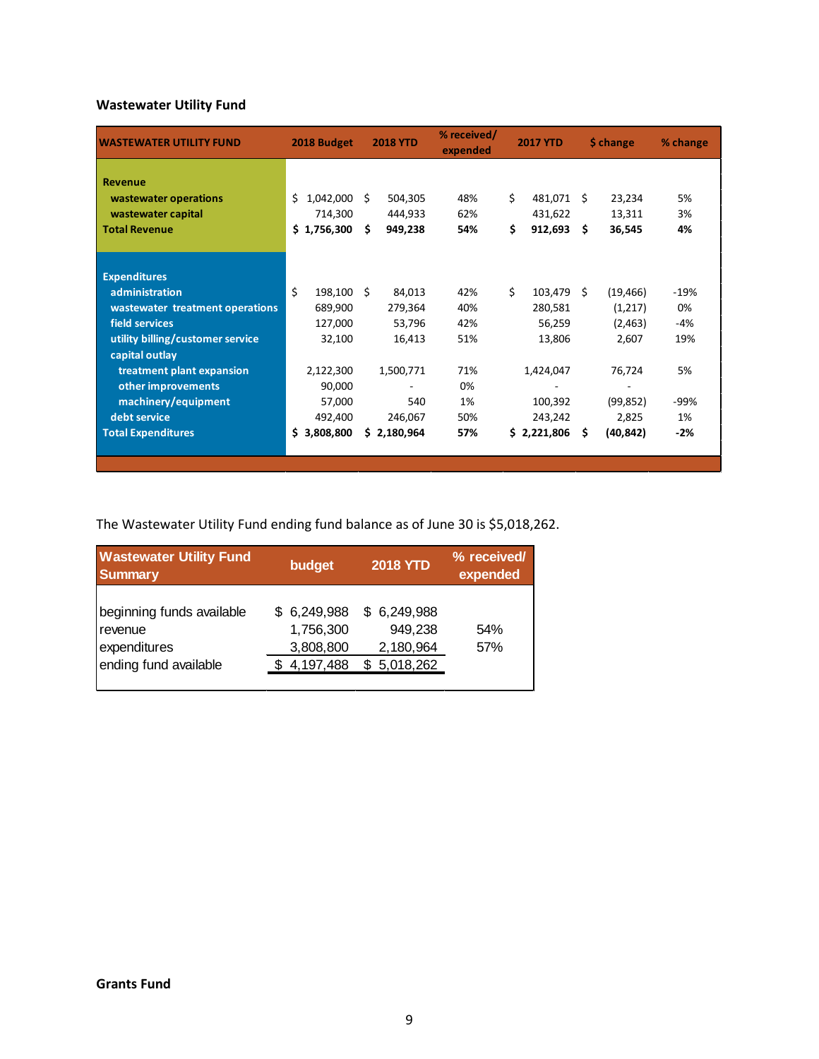## Wastewater Utility Fund

| WASTEWATER UTILITY FUND | 2018 Budget | 2018 YTD | % received/ expended | 2017 YTD | $ change | % change |
|---|---|---|---|---|---|---|
| **Revenue** | | | | | | |
| wastewater operations | $ 1,042,000 | $ 504,305 | 48% | $ 481,071 | $ 23,234 | 5% |
| wastewater capital | 714,300 | 444,933 | 62% | 431,622 | 13,311 | 3% |
| **Total Revenue** | **$ 1,756,300** | **$ 949,238** | **54%** | **$ 912,693** | **$ 36,545** | **4%** |
| **Expenditures** | | | | | | |
| administration | $ 198,100 | $ 84,013 | 42% | $ 103,479 | $ (19,466) | -19% |
| wastewater treatment operations | 689,900 | 279,364 | 40% | 280,581 | (1,217) | 0% |
| field services | 127,000 | 53,796 | 42% | 56,259 | (2,463) | -4% |
| utility billing/customer service | 32,100 | 16,413 | 51% | 13,806 | 2,607 | 19% |
| capital outlay | | | | | | |
| treatment plant expansion | 2,122,300 | 1,500,771 | 71% | 1,424,047 | 76,724 | 5% |
| other improvements | 90,000 | - | 0% | - | - | |
| machinery/equipment | 57,000 | 540 | 1% | 100,392 | (99,852) | -99% |
| debt service | 492,400 | 246,067 | 50% | 243,242 | 2,825 | 1% |
| **Total Expenditures** | **$ 3,808,800** | **$ 2,180,964** | **57%** | **$ 2,221,806** | **$ (40,842)** | **-2%** |

The Wastewater Utility Fund ending fund balance as of June 30 is $5,018,262.

| Wastewater Utility Fund Summary | budget | 2018 YTD | % received/ expended |
|---|---|---|---|
| beginning funds available | $ 6,249,988 | $ 6,249,988 | |
| revenue | 1,756,300 | 949,238 | 54% |
| expenditures | 3,808,800 | 2,180,964 | 57% |
| ending fund available | $ 4,197,488 | $ 5,018,262 | |

## Grants Fund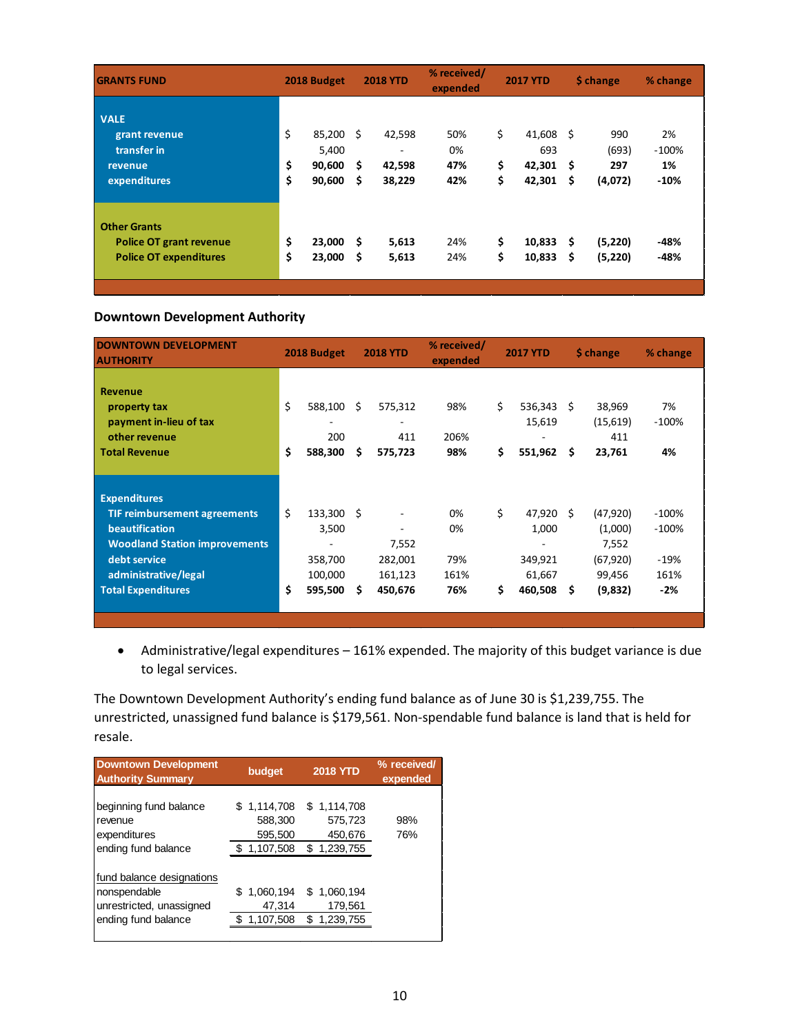| GRANTS FUND | 2018 Budget | 2018 YTD | % received/ expended | 2017 YTD | $ change | % change |
|---|---|---|---|---|---|---|
| **VALE** | | | | | | |
| grant revenue | $ 85,200 | $ 42,598 | 50% | $ 41,608 | $ 990 | 2% |
| transfer in | 5,400 | - | 0% | 693 | (693) | -100% |
| revenue | **$ 90,600** | **$ 42,598** | **47%** | **$ 42,301** | **$ 297** | **1%** |
| expenditures | **$ 90,600** | **$ 38,229** | **42%** | **$ 42,301** | **$ (4,072)** | **-10%** |
| **Other Grants** | | | | | | |
| Police OT grant revenue | **$ 23,000** | **$ 5,613** | 24% | **$ 10,833** | **$ (5,220)** | **-48%** |
| Police OT expenditures | **$ 23,000** | **$ 5,613** | 24% | **$ 10,833** | **$ (5,220)** | **-48%** |

### Downtown Development Authority

| DOWNTOWN DEVELOPMENT AUTHORITY | 2018 Budget | 2018 YTD | % received/ expended | 2017 YTD | $ change | % change |
|---|---|---|---|---|---|---|
| **Revenue** | | | | | | |
| property tax | $ 588,100 | $ 575,312 | 98% | $ 536,343 | $ 38,969 | 7% |
| payment in-lieu of tax | - | - | | 15,619 | (15,619) | -100% |
| other revenue | 200 | 411 | 206% | - | 411 | |
| **Total Revenue** | **$ 588,300** | **$ 575,723** | **98%** | **$ 551,962** | **$ 23,761** | **4%** |
| **Expenditures** | | | | | | |
| TIF reimbursement agreements | $ 133,300 | $ - | 0% | $ 47,920 | $ (47,920) | -100% |
| beautification | 3,500 | - | 0% | 1,000 | (1,000) | -100% |
| Woodland Station improvements | - | 7,552 | | - | 7,552 | |
| debt service | 358,700 | 282,001 | 79% | 349,921 | (67,920) | -19% |
| administrative/legal | 100,000 | 161,123 | 161% | 61,667 | 99,456 | 161% |
| **Total Expenditures** | **$ 595,500** | **$ 450,676** | **76%** | **$ 460,508** | **$ (9,832)** | **-2%** |

- Administrative/legal expenditures – 161% expended. The majority of this budget variance is due to legal services.

The Downtown Development Authority's ending fund balance as of June 30 is $1,239,755. The unrestricted, unassigned fund balance is $179,561. Non-spendable fund balance is land that is held for resale.

| Downtown Development Authority Summary | budget | 2018 YTD | % received/ expended |
|---|---|---|---|
| beginning fund balance | $ 1,114,708 | $ 1,114,708 | |
| revenue | 588,300 | 575,723 | 98% |
| expenditures | 595,500 | 450,676 | 76% |
| ending fund balance | $ 1,107,508 | $ 1,239,755 | |
| fund balance designations | | | |
| nonspendable | $ 1,060,194 | $ 1,060,194 | |
| unrestricted, unassigned | 47,314 | 179,561 | |
| ending fund balance | $ 1,107,508 | $ 1,239,755 | |